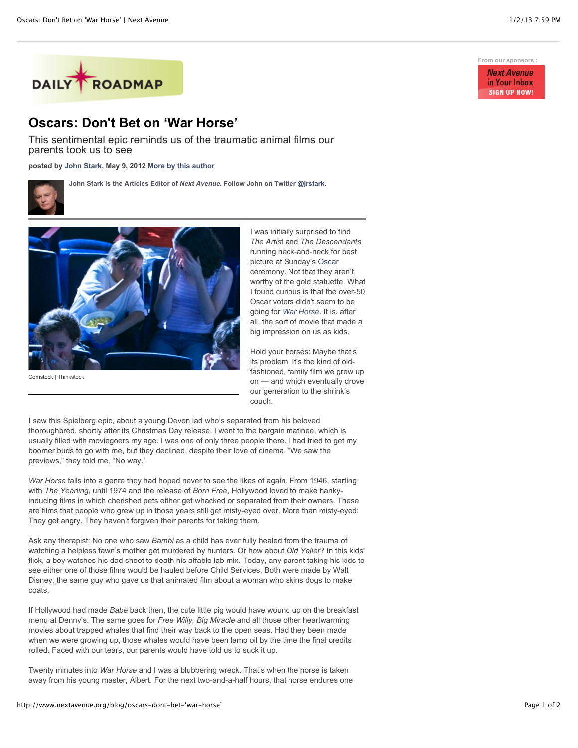# Oscars: Don't Bet on 'War Horse'

This sentimental epic reminds us of the traumatic animal films our parents took us to see

**posted by John Stark, May 9, 2012 More by this author**

**John Stark is the Articles Editor of *Next Avenue*. Follow John on Twitter @jrstark.**

Comstock | Thinkstock

I was initially surprised to find *The Artist* and *The Descendants* running neck-and-neck for best picture at Sunday's Oscar ceremony. Not that they aren't worthy of the gold statuette. What I found curious is that the over-50 Oscar voters didn't seem to be going for *War Horse*. It is, after all, the sort of movie that made a big impression on us as kids.

Hold your horses: Maybe that's its problem. It's the kind of old-fashioned, family film we grew up on — and which eventually drove our generation to the shrink's couch.

I saw this Spielberg epic, about a young Devon lad who's separated from his beloved thoroughbred, shortly after its Christmas Day release. I went to the bargain matinee, which is usually filled with moviegoers my age. I was one of only three people there. I had tried to get my boomer buds to go with me, but they declined, despite their love of cinema. "We saw the previews," they told me. "No way."

*War Horse* falls into a genre they had hoped never to see the likes of again. From 1946, starting with *The Yearling*, until 1974 and the release of *Born Free*, Hollywood loved to make hanky-inducing films in which cherished pets either get whacked or separated from their owners. These are films that people who grew up in those years still get misty-eyed over. More than misty-eyed: They get angry. They haven't forgiven their parents for taking them.

Ask any therapist: No one who saw *Bambi* as a child has ever fully healed from the trauma of watching a helpless fawn's mother get murdered by hunters. Or how about *Old Yeller*? In this kids' flick, a boy watches his dad shoot to death his affable lab mix. Today, any parent taking his kids to see either one of those films would be hauled before Child Services. Both were made by Walt Disney, the same guy who gave us that animated film about a woman who skins dogs to make coats.

If Hollywood had made *Babe* back then, the cute little pig would have wound up on the breakfast menu at Denny's. The same goes for *Free Willy, Big Miracle* and all those other heartwarming movies about trapped whales that find their way back to the open seas. Had they been made when we were growing up, those whales would have been lamp oil by the time the final credits rolled. Faced with our tears, our parents would have told us to suck it up.

Twenty minutes into *War Horse* and I was a blubbering wreck. That's when the horse is taken away from his young master, Albert. For the next two-and-a-half hours, that horse endures one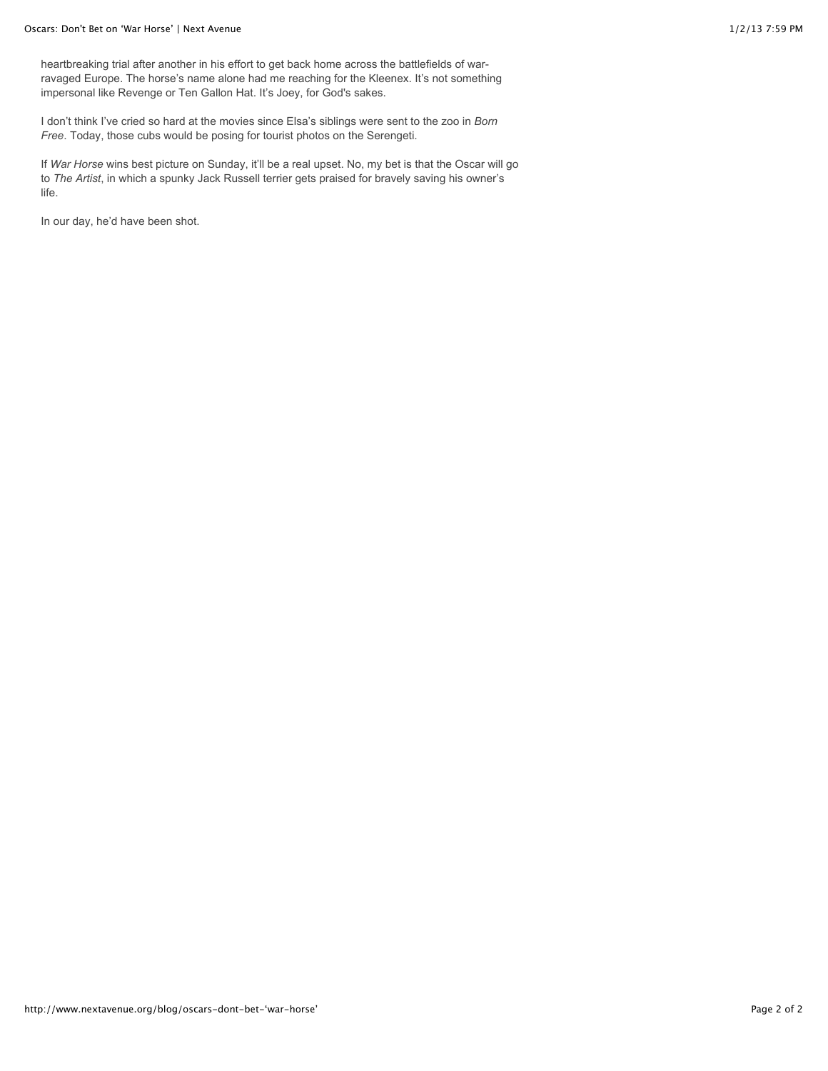heartbreaking trial after another in his effort to get back home across the battlefields of war-ravaged Europe. The horse's name alone had me reaching for the Kleenex. It's not something impersonal like Revenge or Ten Gallon Hat. It's Joey, for God's sakes.

I don't think I've cried so hard at the movies since Elsa's siblings were sent to the zoo in *Born Free*. Today, those cubs would be posing for tourist photos on the Serengeti.

If *War Horse* wins best picture on Sunday, it'll be a real upset. No, my bet is that the Oscar will go to *The Artist*, in which a spunky Jack Russell terrier gets praised for bravely saving his owner's life.

In our day, he'd have been shot.